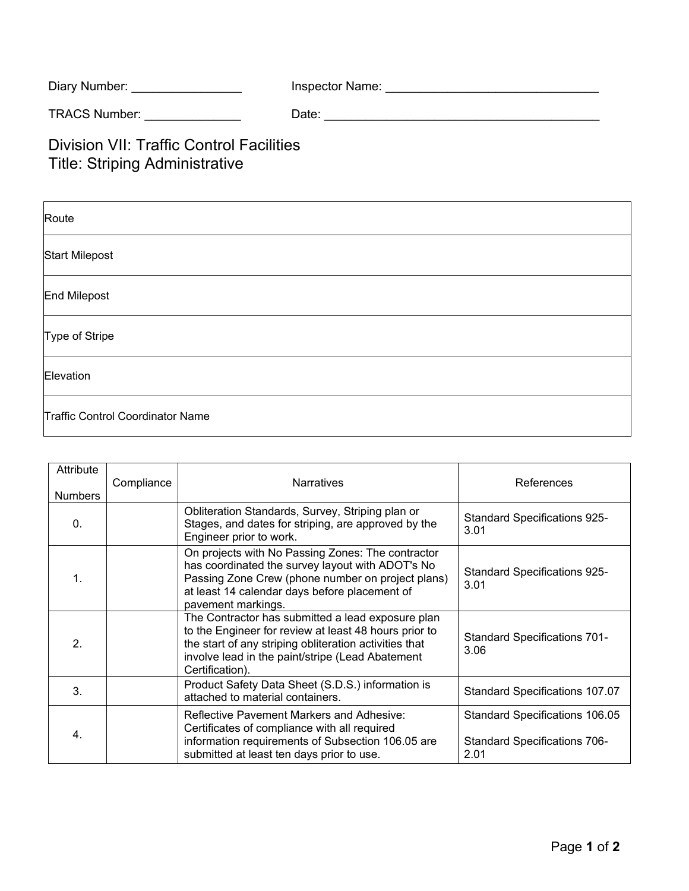Diary Number: ________________ Inspector Name: ________________________________

TRACS Number: ______________ Date: _________________________________________

# Division VII: Traffic Control Facilities
# Title: Striping Administrative

| |
|---|
| Route |
| Start Milepost |
| End Milepost |
| Type of Stripe |
| Elevation |
| Traffic Control Coordinator Name |

| Attribute Numbers | Compliance | Narratives | References |
|---|---|---|---|
| 0. | | Obliteration Standards, Survey, Striping plan or Stages, and dates for striping, are approved by the Engineer prior to work. | Standard Specifications 925-3.01 |
| 1. | | On projects with No Passing Zones: The contractor has coordinated the survey layout with ADOT's No Passing Zone Crew (phone number on project plans) at least 14 calendar days before placement of pavement markings. | Standard Specifications 925-3.01 |
| 2. | | The Contractor has submitted a lead exposure plan to the Engineer for review at least 48 hours prior to the start of any striping obliteration activities that involve lead in the paint/stripe (Lead Abatement Certification). | Standard Specifications 701-3.06 |
| 3. | | Product Safety Data Sheet (S.D.S.) information is attached to material containers. | Standard Specifications 107.07 |
| 4. | | Reflective Pavement Markers and Adhesive: Certificates of compliance with all required information requirements of Subsection 106.05 are submitted at least ten days prior to use. | Standard Specifications 106.05<br><br>Standard Specifications 706-2.01 |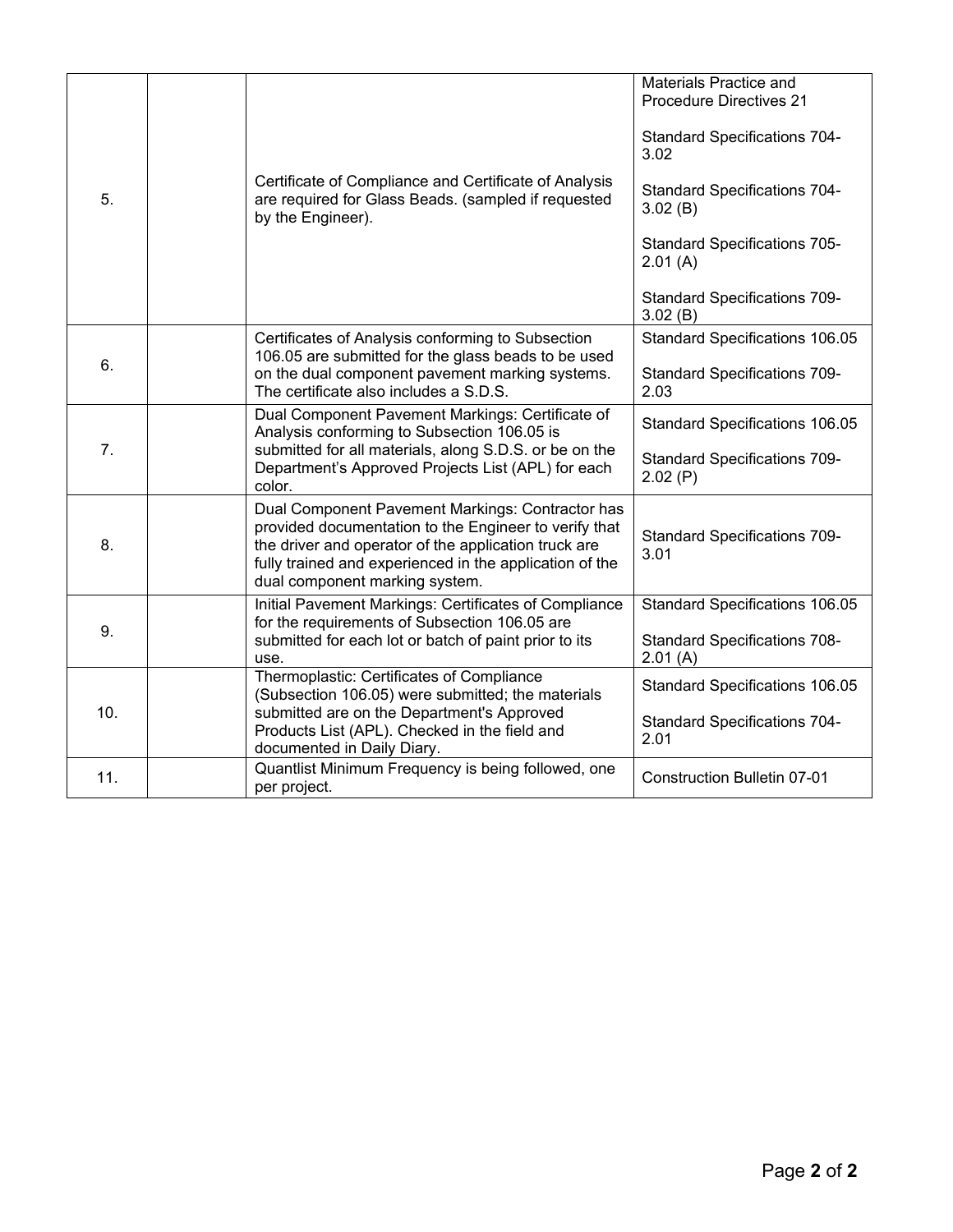| | | | |
|---|---|---|---|
| 5. | | Certificate of Compliance and Certificate of Analysis are required for Glass Beads. (sampled if requested by the Engineer). | Materials Practice and Procedure Directives 21<br><br>Standard Specifications 704-3.02<br><br>Standard Specifications 704-3.02 (B)<br><br>Standard Specifications 705-2.01 (A)<br><br>Standard Specifications 709-3.02 (B) |
| 6. | | Certificates of Analysis conforming to Subsection 106.05 are submitted for the glass beads to be used on the dual component pavement marking systems. The certificate also includes a S.D.S. | Standard Specifications 106.05<br><br>Standard Specifications 709-2.03 |
| 7. | | Dual Component Pavement Markings: Certificate of Analysis conforming to Subsection 106.05 is submitted for all materials, along S.D.S. or be on the Department's Approved Projects List (APL) for each color. | Standard Specifications 106.05<br><br>Standard Specifications 709-2.02 (P) |
| 8. | | Dual Component Pavement Markings: Contractor has provided documentation to the Engineer to verify that the driver and operator of the application truck are fully trained and experienced in the application of the dual component marking system. | Standard Specifications 709-3.01 |
| 9. | | Initial Pavement Markings: Certificates of Compliance for the requirements of Subsection 106.05 are submitted for each lot or batch of paint prior to its use. | Standard Specifications 106.05<br><br>Standard Specifications 708-2.01 (A) |
| 10. | | Thermoplastic: Certificates of Compliance (Subsection 106.05) were submitted; the materials submitted are on the Department's Approved Products List (APL). Checked in the field and documented in Daily Diary. | Standard Specifications 106.05<br><br>Standard Specifications 704-2.01 |
| 11. | | Quantlist Minimum Frequency is being followed, one per project. | Construction Bulletin 07-01 |